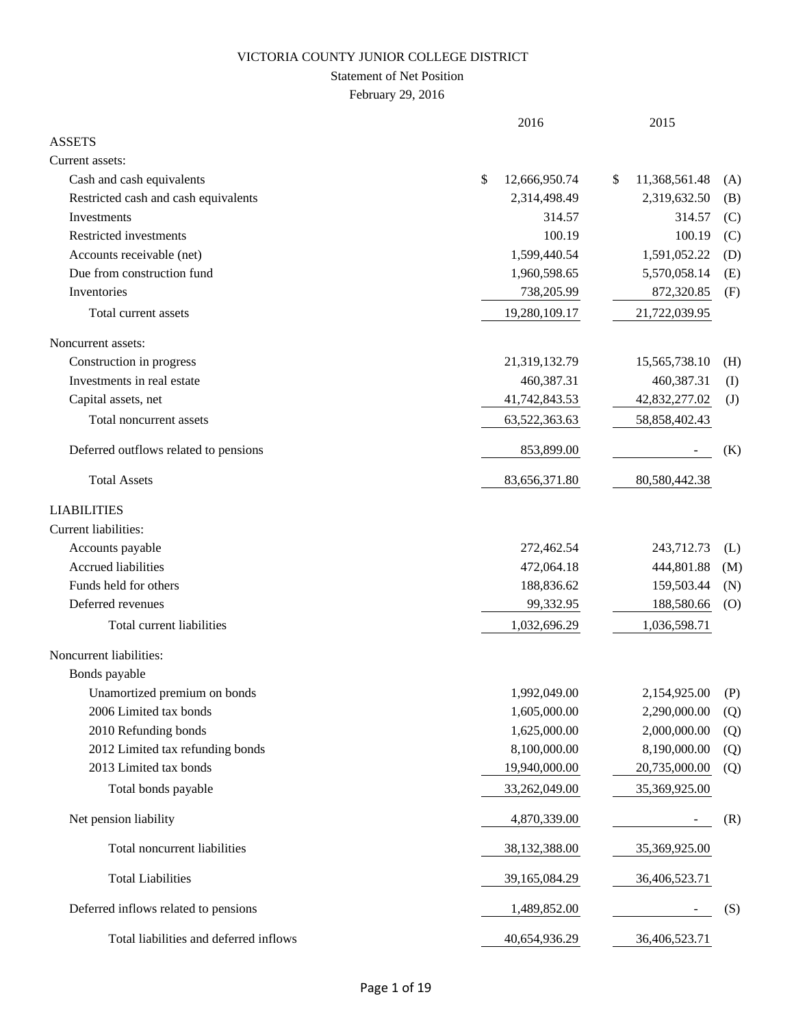# VICTORIA COUNTY JUNIOR COLLEGE DISTRICT

## Statement of Net Position

February 29, 2016

| | 2016 | 2015 | |
|---|---|---|---|
| **ASSETS** | | | |
| Current assets: | | | |
| Cash and cash equivalents | $ 12,666,950.74 | $ 11,368,561.48 | (A) |
| Restricted cash and cash equivalents | 2,314,498.49 | 2,319,632.50 | (B) |
| Investments | 314.57 | 314.57 | (C) |
| Restricted investments | 100.19 | 100.19 | (C) |
| Accounts receivable (net) | 1,599,440.54 | 1,591,052.22 | (D) |
| Due from construction fund | 1,960,598.65 | 5,570,058.14 | (E) |
| Inventories | 738,205.99 | 872,320.85 | (F) |
| Total current assets | 19,280,109.17 | 21,722,039.95 | |
| Noncurrent assets: | | | |
| Construction in progress | 21,319,132.79 | 15,565,738.10 | (H) |
| Investments in real estate | 460,387.31 | 460,387.31 | (I) |
| Capital assets, net | 41,742,843.53 | 42,832,277.02 | (J) |
| Total noncurrent assets | 63,522,363.63 | 58,858,402.43 | |
| Deferred outflows related to pensions | 853,899.00 | - | (K) |
| Total Assets | 83,656,371.80 | 80,580,442.38 | |
| **LIABILITIES** | | | |
| Current liabilities: | | | |
| Accounts payable | 272,462.54 | 243,712.73 | (L) |
| Accrued liabilities | 472,064.18 | 444,801.88 | (M) |
| Funds held for others | 188,836.62 | 159,503.44 | (N) |
| Deferred revenues | 99,332.95 | 188,580.66 | (O) |
| Total current liabilities | 1,032,696.29 | 1,036,598.71 | |
| Noncurrent liabilities: | | | |
| Bonds payable | | | |
| Unamortized premium on bonds | 1,992,049.00 | 2,154,925.00 | (P) |
| 2006 Limited tax bonds | 1,605,000.00 | 2,290,000.00 | (Q) |
| 2010 Refunding bonds | 1,625,000.00 | 2,000,000.00 | (Q) |
| 2012 Limited tax refunding bonds | 8,100,000.00 | 8,190,000.00 | (Q) |
| 2013 Limited tax bonds | 19,940,000.00 | 20,735,000.00 | (Q) |
| Total bonds payable | 33,262,049.00 | 35,369,925.00 | |
| Net pension liability | 4,870,339.00 | - | (R) |
| Total noncurrent liabilities | 38,132,388.00 | 35,369,925.00 | |
| Total Liabilities | 39,165,084.29 | 36,406,523.71 | |
| Deferred inflows related to pensions | 1,489,852.00 | - | (S) |
| Total liabilities and deferred inflows | 40,654,936.29 | 36,406,523.71 | |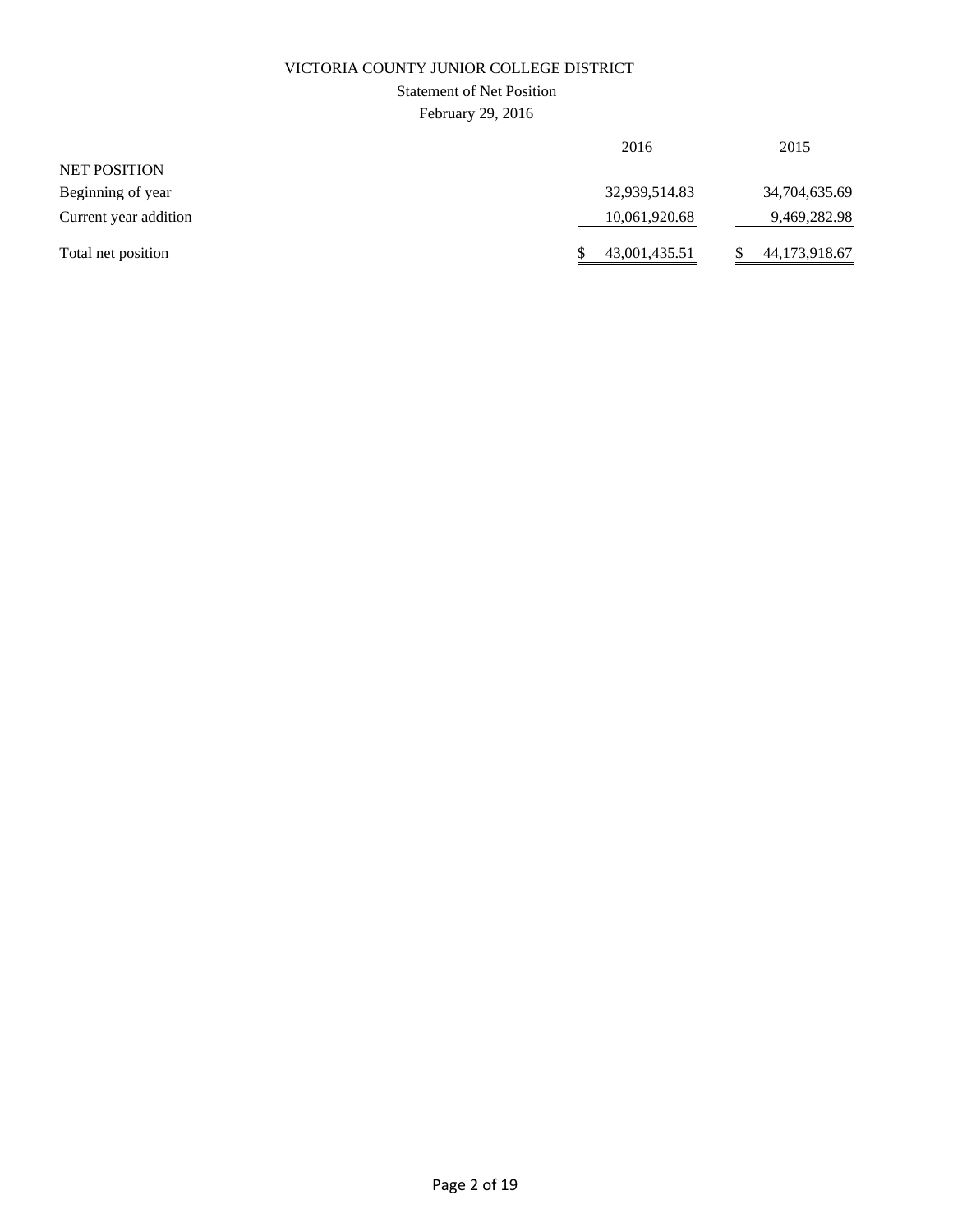VICTORIA COUNTY JUNIOR COLLEGE DISTRICT

Statement of Net Position

February 29, 2016

| | 2016 | 2015 |
|---|---|---|
| NET POSITION | | |
| Beginning of year | 32,939,514.83 | 34,704,635.69 |
| Current year addition | 10,061,920.68 | 9,469,282.98 |
| Total net position | $ 43,001,435.51 | $ 44,173,918.67 |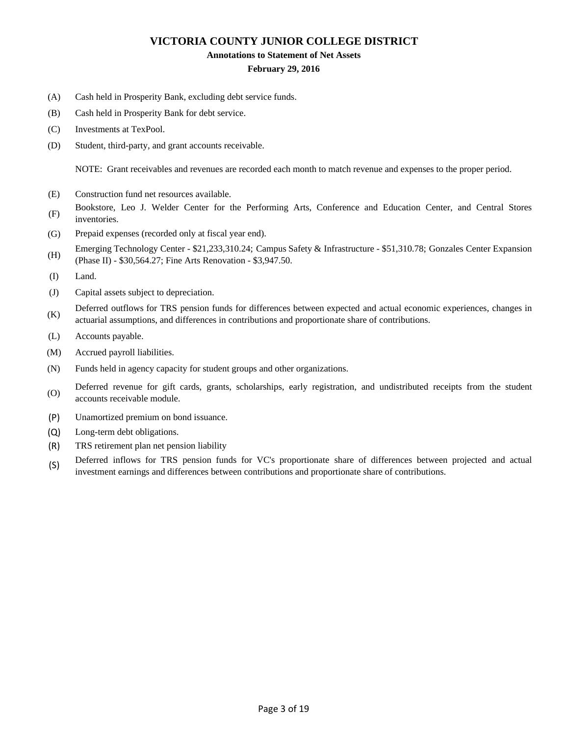# VICTORIA COUNTY JUNIOR COLLEGE DISTRICT

**Annotations to Statement of Net Assets**

**February 29, 2016**

(A) Cash held in Prosperity Bank, excluding debt service funds.

(B) Cash held in Prosperity Bank for debt service.

(C) Investments at TexPool.

(D) Student, third-party, and grant accounts receivable.

NOTE: Grant receivables and revenues are recorded each month to match revenue and expenses to the proper period.

(E) Construction fund net resources available.

(F) Bookstore, Leo J. Welder Center for the Performing Arts, Conference and Education Center, and Central Stores inventories.

(G) Prepaid expenses (recorded only at fiscal year end).

(H) Emerging Technology Center - $21,233,310.24; Campus Safety & Infrastructure - $51,310.78; Gonzales Center Expansion (Phase II) - $30,564.27; Fine Arts Renovation - $3,947.50.

(I) Land.

(J) Capital assets subject to depreciation.

(K) Deferred outflows for TRS pension funds for differences between expected and actual economic experiences, changes in actuarial assumptions, and differences in contributions and proportionate share of contributions.

(L) Accounts payable.

(M) Accrued payroll liabilities.

(N) Funds held in agency capacity for student groups and other organizations.

(O) Deferred revenue for gift cards, grants, scholarships, early registration, and undistributed receipts from the student accounts receivable module.

(P) Unamortized premium on bond issuance.

(Q) Long-term debt obligations.

(R) TRS retirement plan net pension liability

(S) Deferred inflows for TRS pension funds for VC's proportionate share of differences between projected and actual investment earnings and differences between contributions and proportionate share of contributions.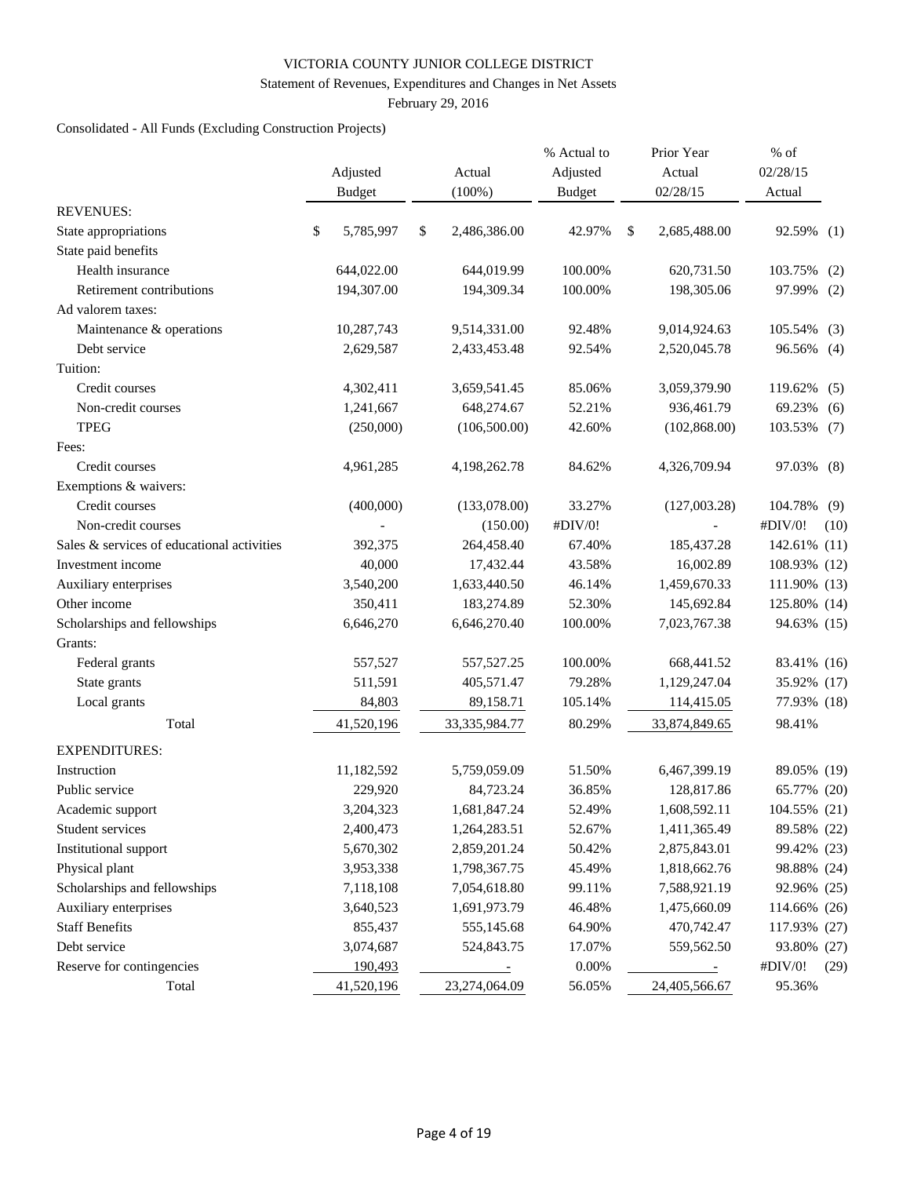VICTORIA COUNTY JUNIOR COLLEGE DISTRICT

Statement of Revenues, Expenditures and Changes in Net Assets

February 29, 2016

Consolidated - All Funds (Excluding Construction Projects)

| | Adjusted Budget | Actual (100%) | % Actual to Adjusted Budget | Prior Year Actual 02/28/15 | % of 02/28/15 Actual | |
|---|---|---|---|---|---|---|
| REVENUES: | | | | | | |
| State appropriations | $ 5,785,997 | $ 2,486,386.00 | 42.97% | $ 2,685,488.00 | 92.59% | (1) |
| State paid benefits | | | | | | |
| Health insurance | 644,022.00 | 644,019.99 | 100.00% | 620,731.50 | 103.75% | (2) |
| Retirement contributions | 194,307.00 | 194,309.34 | 100.00% | 198,305.06 | 97.99% | (2) |
| Ad valorem taxes: | | | | | | |
| Maintenance & operations | 10,287,743 | 9,514,331.00 | 92.48% | 9,014,924.63 | 105.54% | (3) |
| Debt service | 2,629,587 | 2,433,453.48 | 92.54% | 2,520,045.78 | 96.56% | (4) |
| Tuition: | | | | | | |
| Credit courses | 4,302,411 | 3,659,541.45 | 85.06% | 3,059,379.90 | 119.62% | (5) |
| Non-credit courses | 1,241,667 | 648,274.67 | 52.21% | 936,461.79 | 69.23% | (6) |
| TPEG | (250,000) | (106,500.00) | 42.60% | (102,868.00) | 103.53% | (7) |
| Fees: | | | | | | |
| Credit courses | 4,961,285 | 4,198,262.78 | 84.62% | 4,326,709.94 | 97.03% | (8) |
| Exemptions & waivers: | | | | | | |
| Credit courses | (400,000) | (133,078.00) | 33.27% | (127,003.28) | 104.78% | (9) |
| Non-credit courses | - | (150.00) | #DIV/0! | - | #DIV/0! | (10) |
| Sales & services of educational activities | 392,375 | 264,458.40 | 67.40% | 185,437.28 | 142.61% | (11) |
| Investment income | 40,000 | 17,432.44 | 43.58% | 16,002.89 | 108.93% | (12) |
| Auxiliary enterprises | 3,540,200 | 1,633,440.50 | 46.14% | 1,459,670.33 | 111.90% | (13) |
| Other income | 350,411 | 183,274.89 | 52.30% | 145,692.84 | 125.80% | (14) |
| Scholarships and fellowships | 6,646,270 | 6,646,270.40 | 100.00% | 7,023,767.38 | 94.63% | (15) |
| Grants: | | | | | | |
| Federal grants | 557,527 | 557,527.25 | 100.00% | 668,441.52 | 83.41% | (16) |
| State grants | 511,591 | 405,571.47 | 79.28% | 1,129,247.04 | 35.92% | (17) |
| Local grants | 84,803 | 89,158.71 | 105.14% | 114,415.05 | 77.93% | (18) |
| Total | 41,520,196 | 33,335,984.77 | 80.29% | 33,874,849.65 | 98.41% | |
| EXPENDITURES: | | | | | | |
| Instruction | 11,182,592 | 5,759,059.09 | 51.50% | 6,467,399.19 | 89.05% | (19) |
| Public service | 229,920 | 84,723.24 | 36.85% | 128,817.86 | 65.77% | (20) |
| Academic support | 3,204,323 | 1,681,847.24 | 52.49% | 1,608,592.11 | 104.55% | (21) |
| Student services | 2,400,473 | 1,264,283.51 | 52.67% | 1,411,365.49 | 89.58% | (22) |
| Institutional support | 5,670,302 | 2,859,201.24 | 50.42% | 2,875,843.01 | 99.42% | (23) |
| Physical plant | 3,953,338 | 1,798,367.75 | 45.49% | 1,818,662.76 | 98.88% | (24) |
| Scholarships and fellowships | 7,118,108 | 7,054,618.80 | 99.11% | 7,588,921.19 | 92.96% | (25) |
| Auxiliary enterprises | 3,640,523 | 1,691,973.79 | 46.48% | 1,475,660.09 | 114.66% | (26) |
| Staff Benefits | 855,437 | 555,145.68 | 64.90% | 470,742.47 | 117.93% | (27) |
| Debt service | 3,074,687 | 524,843.75 | 17.07% | 559,562.50 | 93.80% | (27) |
| Reserve for contingencies | 190,493 | - | 0.00% | - | #DIV/0! | (29) |
| Total | 41,520,196 | 23,274,064.09 | 56.05% | 24,405,566.67 | 95.36% | |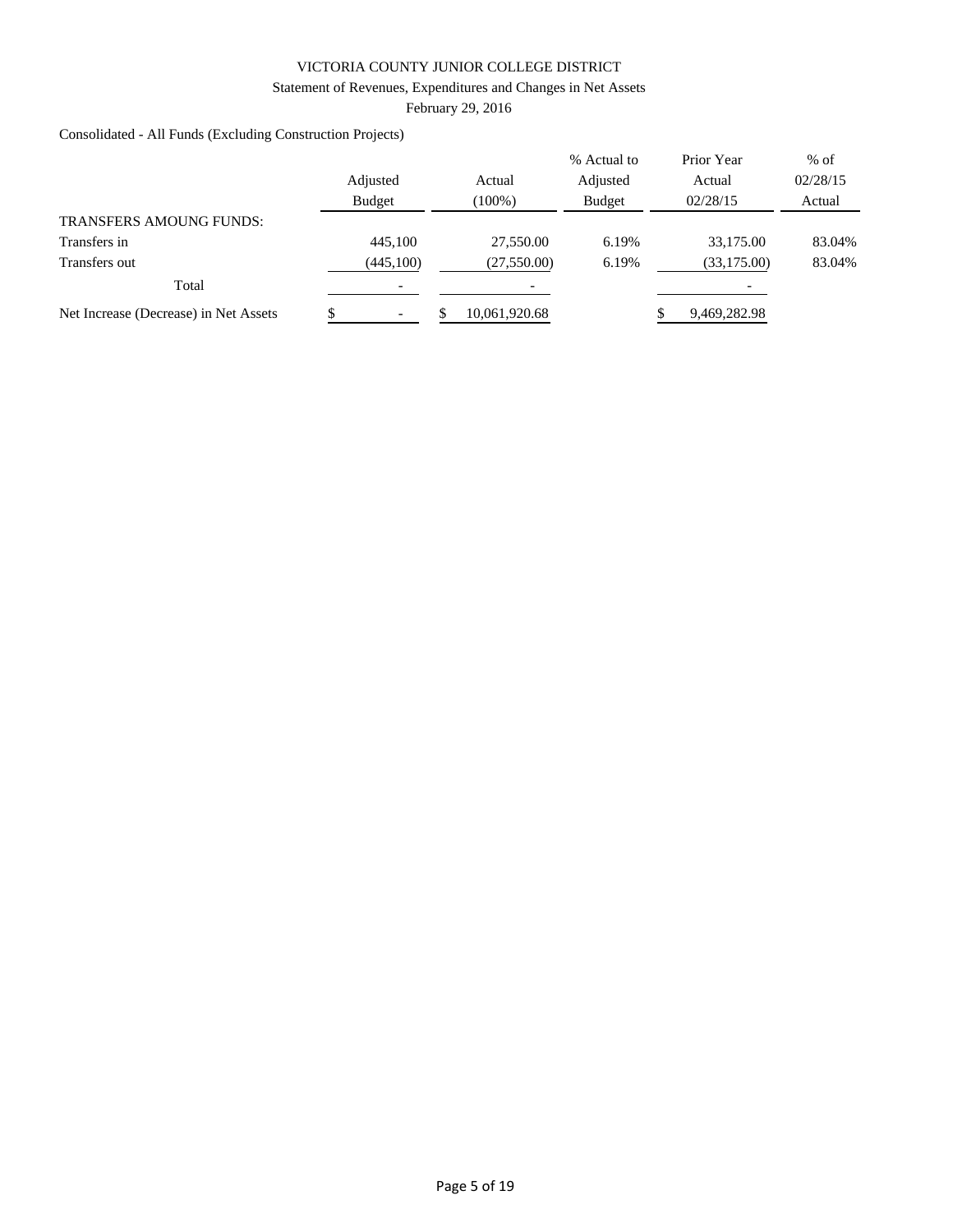VICTORIA COUNTY JUNIOR COLLEGE DISTRICT

Statement of Revenues, Expenditures and Changes in Net Assets

February 29, 2016

Consolidated - All Funds (Excluding Construction Projects)

| | Adjusted Budget | Actual (100%) | % Actual to Adjusted Budget | Prior Year Actual 02/28/15 | % of 02/28/15 Actual |
|---|---|---|---|---|---|
| TRANSFERS AMOUNG FUNDS: | | | | | |
| Transfers in | 445,100 | 27,550.00 | 6.19% | 33,175.00 | 83.04% |
| Transfers out | (445,100) | (27,550.00) | 6.19% | (33,175.00) | 83.04% |
| Total | - | - | | - | |
| Net Increase (Decrease) in Net Assets | $ - | $ 10,061,920.68 | | $ 9,469,282.98 | |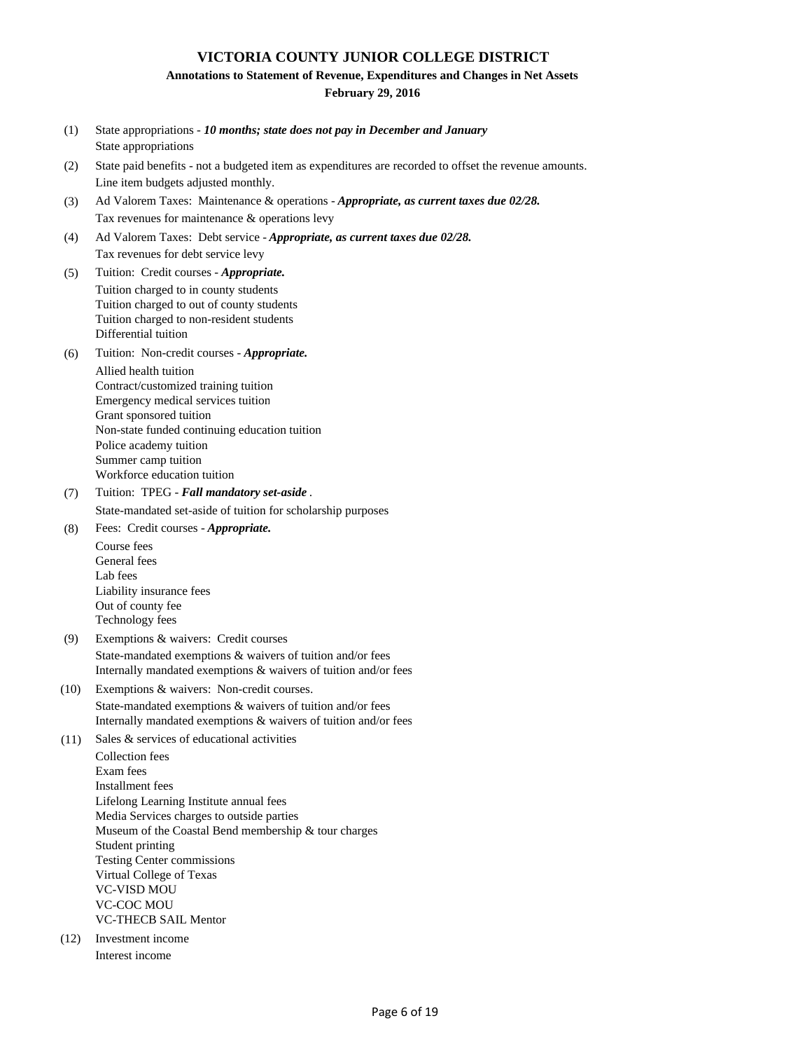# VICTORIA COUNTY JUNIOR COLLEGE DISTRICT

## Annotations to Statement of Revenue, Expenditures and Changes in Net Assets

### February 29, 2016

(1) State appropriations - ***10 months; state does not pay in December and January***
State appropriations

(2) State paid benefits - not a budgeted item as expenditures are recorded to offset the revenue amounts.
Line item budgets adjusted monthly.

(3) Ad Valorem Taxes: Maintenance & operations - ***Appropriate, as current taxes due 02/28.***
Tax revenues for maintenance & operations levy

(4) Ad Valorem Taxes: Debt service - ***Appropriate, as current taxes due 02/28.***
Tax revenues for debt service levy

(5) Tuition: Credit courses - ***Appropriate.***
Tuition charged to in county students
Tuition charged to out of county students
Tuition charged to non-resident students
Differential tuition

(6) Tuition: Non-credit courses - ***Appropriate.***
Allied health tuition
Contract/customized training tuition
Emergency medical services tuition
Grant sponsored tuition
Non-state funded continuing education tuition
Police academy tuition
Summer camp tuition
Workforce education tuition

(7) Tuition: TPEG - ***Fall mandatory set-aside*** .
State-mandated set-aside of tuition for scholarship purposes

(8) Fees: Credit courses - ***Appropriate.***
Course fees
General fees
Lab fees
Liability insurance fees
Out of county fee
Technology fees

(9) Exemptions & waivers: Credit courses
State-mandated exemptions & waivers of tuition and/or fees
Internally mandated exemptions & waivers of tuition and/or fees

(10) Exemptions & waivers: Non-credit courses.
State-mandated exemptions & waivers of tuition and/or fees
Internally mandated exemptions & waivers of tuition and/or fees

(11) Sales & services of educational activities
Collection fees
Exam fees
Installment fees
Lifelong Learning Institute annual fees
Media Services charges to outside parties
Museum of the Coastal Bend membership & tour charges
Student printing
Testing Center commissions
Virtual College of Texas
VC-VISD MOU
VC-COC MOU
VC-THECB SAIL Mentor

(12) Investment income
Interest income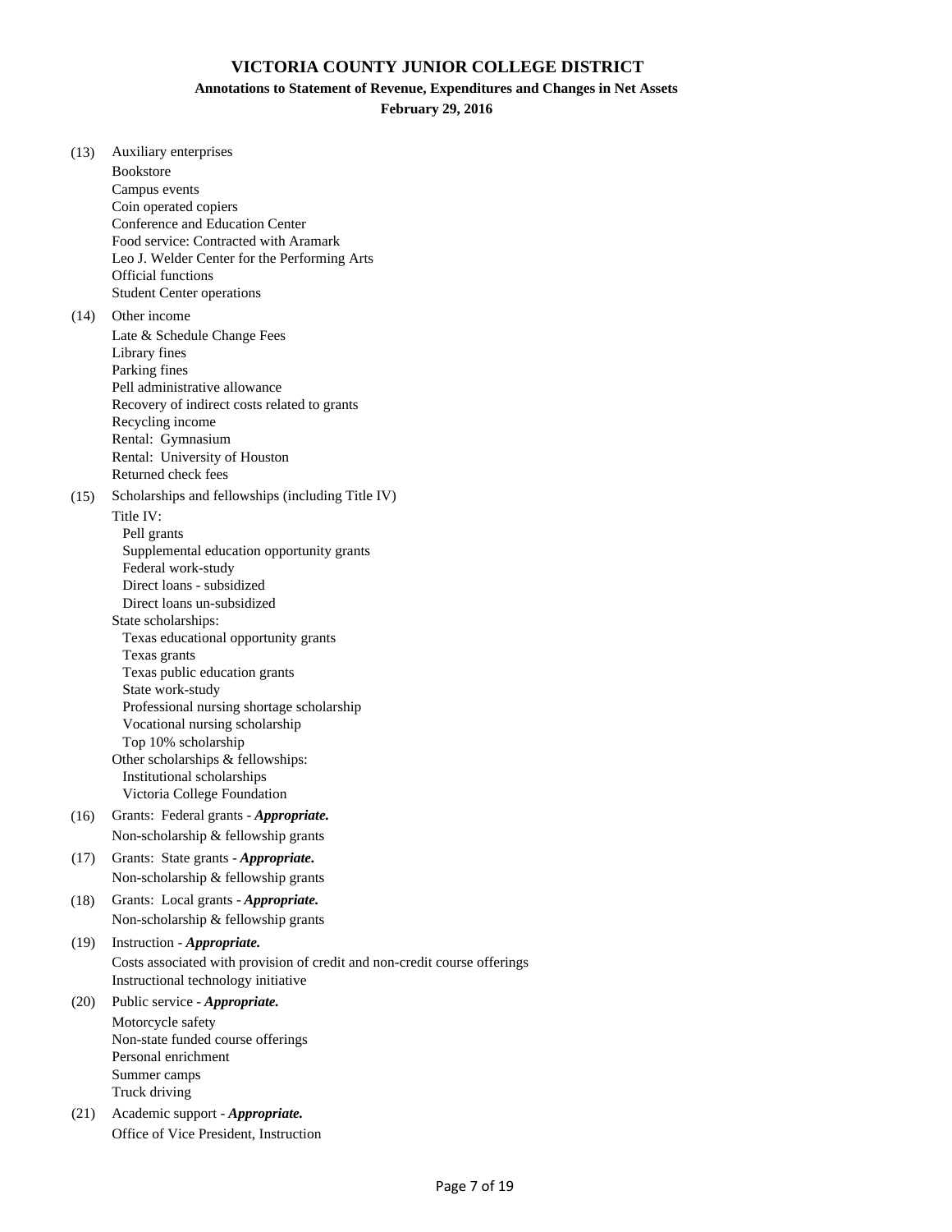# VICTORIA COUNTY JUNIOR COLLEGE DISTRICT

## Annotations to Statement of Revenue, Expenditures and Changes in Net Assets

### February 29, 2016

(13) Auxiliary enterprises

- Bookstore
- Campus events
- Coin operated copiers
- Conference and Education Center
- Food service: Contracted with Aramark
- Leo J. Welder Center for the Performing Arts
- Official functions
- Student Center operations

(14) Other income

- Late & Schedule Change Fees
- Library fines
- Parking fines
- Pell administrative allowance
- Recovery of indirect costs related to grants
- Recycling income
- Rental: Gymnasium
- Rental: University of Houston
- Returned check fees

(15) Scholarships and fellowships (including Title IV)

- Title IV:
  - Pell grants
  - Supplemental education opportunity grants
  - Federal work-study
  - Direct loans - subsidized
  - Direct loans un-subsidized
- State scholarships:
  - Texas educational opportunity grants
  - Texas grants
  - Texas public education grants
  - State work-study
  - Professional nursing shortage scholarship
  - Vocational nursing scholarship
  - Top 10% scholarship
- Other scholarships & fellowships:
  - Institutional scholarships
  - Victoria College Foundation

(16) Grants: Federal grants - ***Appropriate.***

- Non-scholarship & fellowship grants

(17) Grants: State grants - ***Appropriate.***

- Non-scholarship & fellowship grants

(18) Grants: Local grants - ***Appropriate.***

- Non-scholarship & fellowship grants

(19) Instruction - ***Appropriate.***

- Costs associated with provision of credit and non-credit course offerings
- Instructional technology initiative

(20) Public service - ***Appropriate.***

- Motorcycle safety
- Non-state funded course offerings
- Personal enrichment
- Summer camps
- Truck driving

(21) Academic support - ***Appropriate.***

- Office of Vice President, Instruction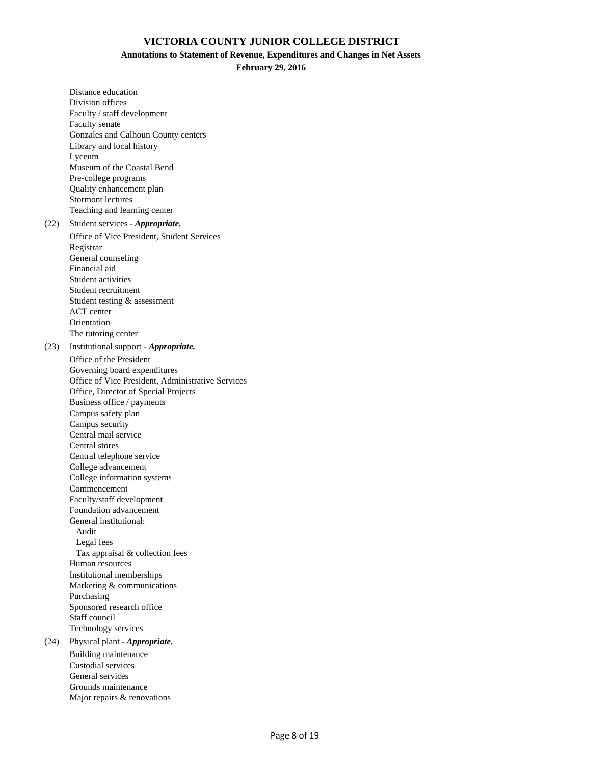# VICTORIA COUNTY JUNIOR COLLEGE DISTRICT

**Annotations to Statement of Revenue, Expenditures and Changes in Net Assets**

**February 29, 2016**

Distance education
Division offices
Faculty / staff development
Faculty senate
Gonzales and Calhoun County centers
Library and local history
Lyceum
Museum of the Coastal Bend
Pre-college programs
Quality enhancement plan
Stormont lectures
Teaching and learning center

(22) Student services - ***Appropriate.***

Office of Vice President, Student Services
Registrar
General counseling
Financial aid
Student activities
Student recruitment
Student testing & assessment
ACT center
Orientation
The tutoring center

(23) Institutional support - ***Appropriate.***

Office of the President
Governing board expenditures
Office of Vice President, Administrative Services
Office, Director of Special Projects
Business office / payments
Campus safety plan
Campus security
Central mail service
Central stores
Central telephone service
College advancement
College information systems
Commencement
Faculty/staff development
Foundation advancement
General institutional:
  Audit
  Legal fees
  Tax appraisal & collection fees
Human resources
Institutional memberships
Marketing & communications
Purchasing
Sponsored research office
Staff council
Technology services

(24) Physical plant - ***Appropriate.***

Building maintenance
Custodial services
General services
Grounds maintenance
Major repairs & renovations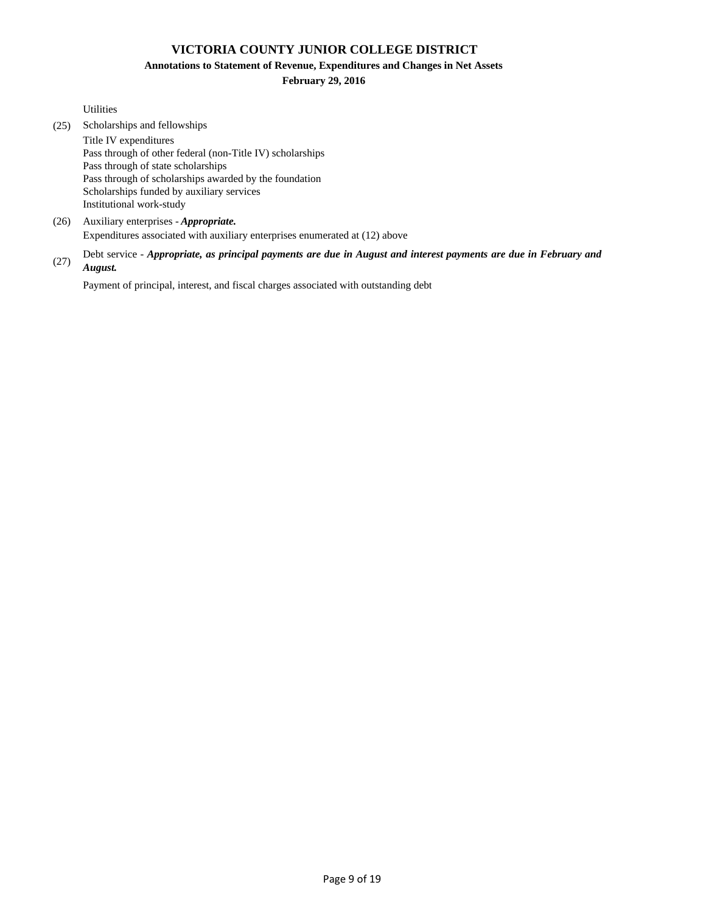# VICTORIA COUNTY JUNIOR COLLEGE DISTRICT

## Annotations to Statement of Revenue, Expenditures and Changes in Net Assets

### February 29, 2016

Utilities

(25) Scholarships and fellowships

Title IV expenditures
Pass through of other federal (non-Title IV) scholarships
Pass through of state scholarships
Pass through of scholarships awarded by the foundation
Scholarships funded by auxiliary services
Institutional work-study

(26) Auxiliary enterprises - ***Appropriate.***

Expenditures associated with auxiliary enterprises enumerated at (12) above

(27) Debt service - ***Appropriate, as principal payments are due in August and interest payments are due in February and August.***

Payment of principal, interest, and fiscal charges associated with outstanding debt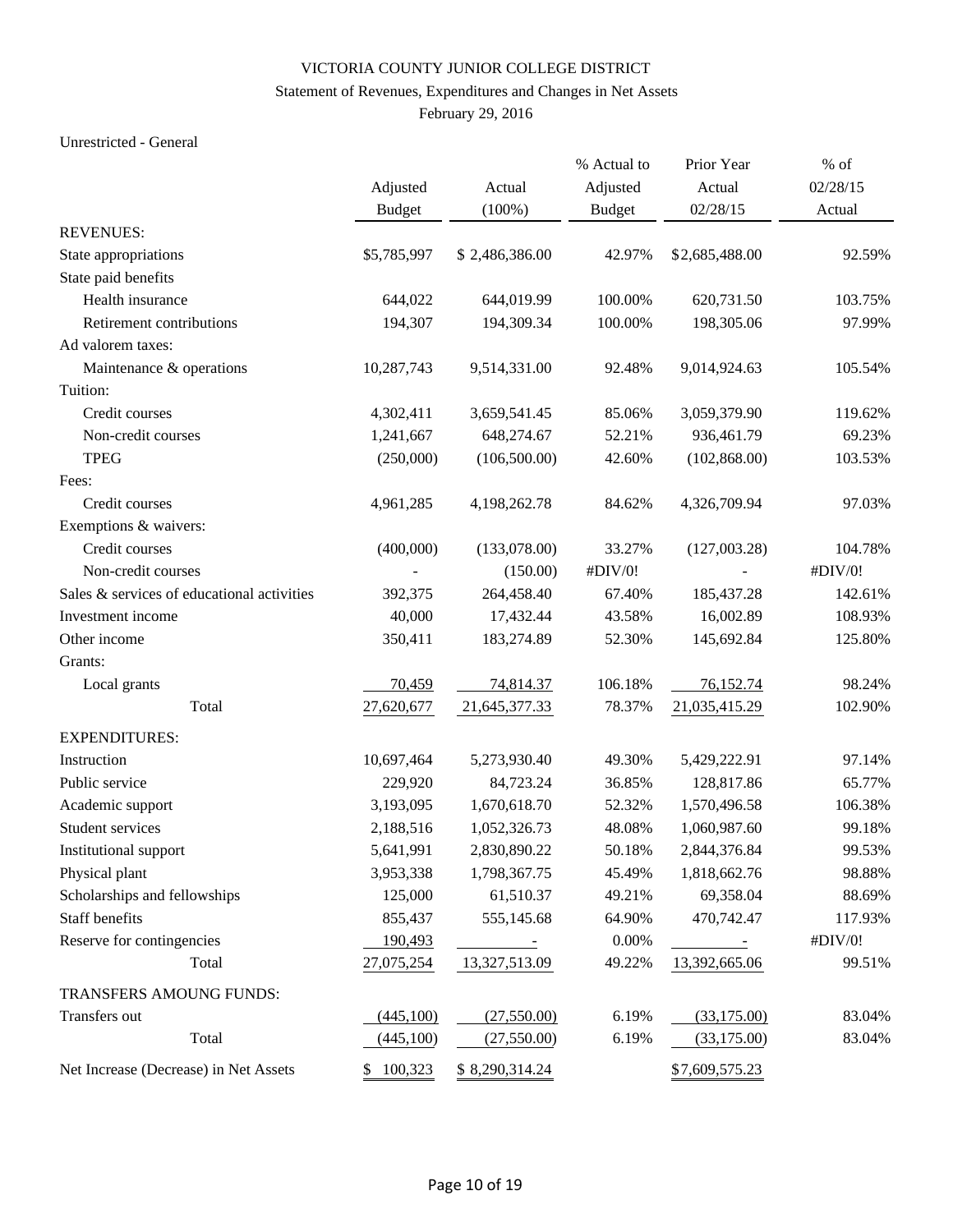VICTORIA COUNTY JUNIOR COLLEGE DISTRICT

Statement of Revenues, Expenditures and Changes in Net Assets

February 29, 2016

Unrestricted - General

| | Adjusted Budget | Actual (100%) | % Actual to Adjusted Budget | Prior Year Actual 02/28/15 | % of 02/28/15 Actual |
|---|---|---|---|---|---|
| REVENUES: | | | | | |
| State appropriations | $5,785,997 | $ 2,486,386.00 | 42.97% | $2,685,488.00 | 92.59% |
| State paid benefits | | | | | |
| Health insurance | 644,022 | 644,019.99 | 100.00% | 620,731.50 | 103.75% |
| Retirement contributions | 194,307 | 194,309.34 | 100.00% | 198,305.06 | 97.99% |
| Ad valorem taxes: | | | | | |
| Maintenance & operations | 10,287,743 | 9,514,331.00 | 92.48% | 9,014,924.63 | 105.54% |
| Tuition: | | | | | |
| Credit courses | 4,302,411 | 3,659,541.45 | 85.06% | 3,059,379.90 | 119.62% |
| Non-credit courses | 1,241,667 | 648,274.67 | 52.21% | 936,461.79 | 69.23% |
| TPEG | (250,000) | (106,500.00) | 42.60% | (102,868.00) | 103.53% |
| Fees: | | | | | |
| Credit courses | 4,961,285 | 4,198,262.78 | 84.62% | 4,326,709.94 | 97.03% |
| Exemptions & waivers: | | | | | |
| Credit courses | (400,000) | (133,078.00) | 33.27% | (127,003.28) | 104.78% |
| Non-credit courses | - | (150.00) | #DIV/0! | - | #DIV/0! |
| Sales & services of educational activities | 392,375 | 264,458.40 | 67.40% | 185,437.28 | 142.61% |
| Investment income | 40,000 | 17,432.44 | 43.58% | 16,002.89 | 108.93% |
| Other income | 350,411 | 183,274.89 | 52.30% | 145,692.84 | 125.80% |
| Grants: | | | | | |
| Local grants | 70,459 | 74,814.37 | 106.18% | 76,152.74 | 98.24% |
| Total | 27,620,677 | 21,645,377.33 | 78.37% | 21,035,415.29 | 102.90% |
| EXPENDITURES: | | | | | |
| Instruction | 10,697,464 | 5,273,930.40 | 49.30% | 5,429,222.91 | 97.14% |
| Public service | 229,920 | 84,723.24 | 36.85% | 128,817.86 | 65.77% |
| Academic support | 3,193,095 | 1,670,618.70 | 52.32% | 1,570,496.58 | 106.38% |
| Student services | 2,188,516 | 1,052,326.73 | 48.08% | 1,060,987.60 | 99.18% |
| Institutional support | 5,641,991 | 2,830,890.22 | 50.18% | 2,844,376.84 | 99.53% |
| Physical plant | 3,953,338 | 1,798,367.75 | 45.49% | 1,818,662.76 | 98.88% |
| Scholarships and fellowships | 125,000 | 61,510.37 | 49.21% | 69,358.04 | 88.69% |
| Staff benefits | 855,437 | 555,145.68 | 64.90% | 470,742.47 | 117.93% |
| Reserve for contingencies | 190,493 | - | 0.00% | - | #DIV/0! |
| Total | 27,075,254 | 13,327,513.09 | 49.22% | 13,392,665.06 | 99.51% |
| TRANSFERS AMOUNG FUNDS: | | | | | |
| Transfers out | (445,100) | (27,550.00) | 6.19% | (33,175.00) | 83.04% |
| Total | (445,100) | (27,550.00) | 6.19% | (33,175.00) | 83.04% |
| Net Increase (Decrease) in Net Assets | $ 100,323 | $ 8,290,314.24 | | $7,609,575.23 | |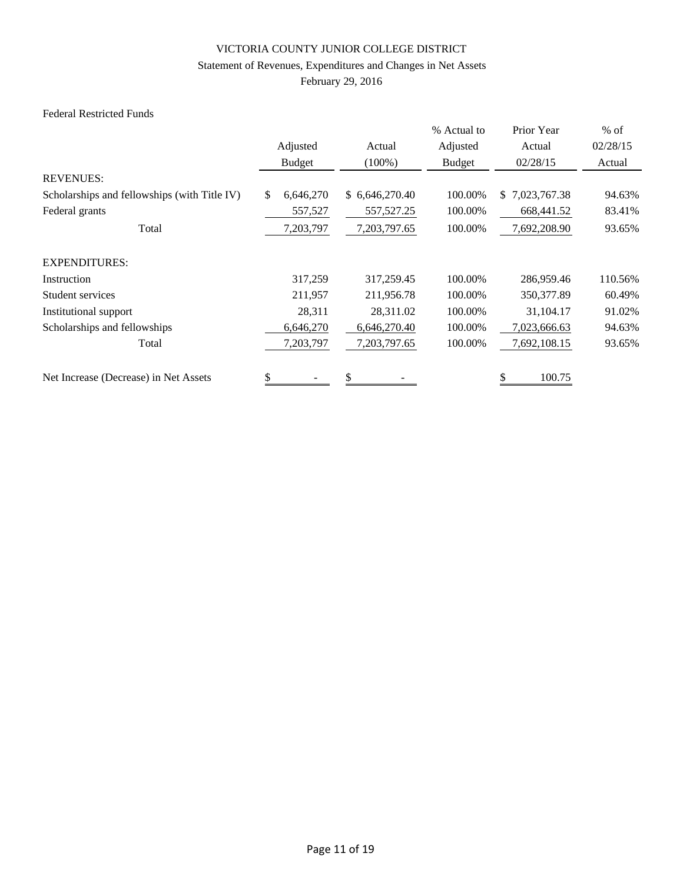VICTORIA COUNTY JUNIOR COLLEGE DISTRICT

Statement of Revenues, Expenditures and Changes in Net Assets

February 29, 2016

Federal Restricted Funds

| | Adjusted Budget | Actual (100%) | % Actual to Adjusted Budget | Prior Year Actual 02/28/15 | % of 02/28/15 Actual |
|---|---|---|---|---|---|
| REVENUES: | | | | | |
| Scholarships and fellowships (with Title IV) | $ 6,646,270 | $ 6,646,270.40 | 100.00% | $ 7,023,767.38 | 94.63% |
| Federal grants | 557,527 | 557,527.25 | 100.00% | 668,441.52 | 83.41% |
| Total | 7,203,797 | 7,203,797.65 | 100.00% | 7,692,208.90 | 93.65% |
| EXPENDITURES: | | | | | |
| Instruction | 317,259 | 317,259.45 | 100.00% | 286,959.46 | 110.56% |
| Student services | 211,957 | 211,956.78 | 100.00% | 350,377.89 | 60.49% |
| Institutional support | 28,311 | 28,311.02 | 100.00% | 31,104.17 | 91.02% |
| Scholarships and fellowships | 6,646,270 | 6,646,270.40 | 100.00% | 7,023,666.63 | 94.63% |
| Total | 7,203,797 | 7,203,797.65 | 100.00% | 7,692,108.15 | 93.65% |
| Net Increase (Decrease) in Net Assets | $ - | $ - | | $ 100.75 | |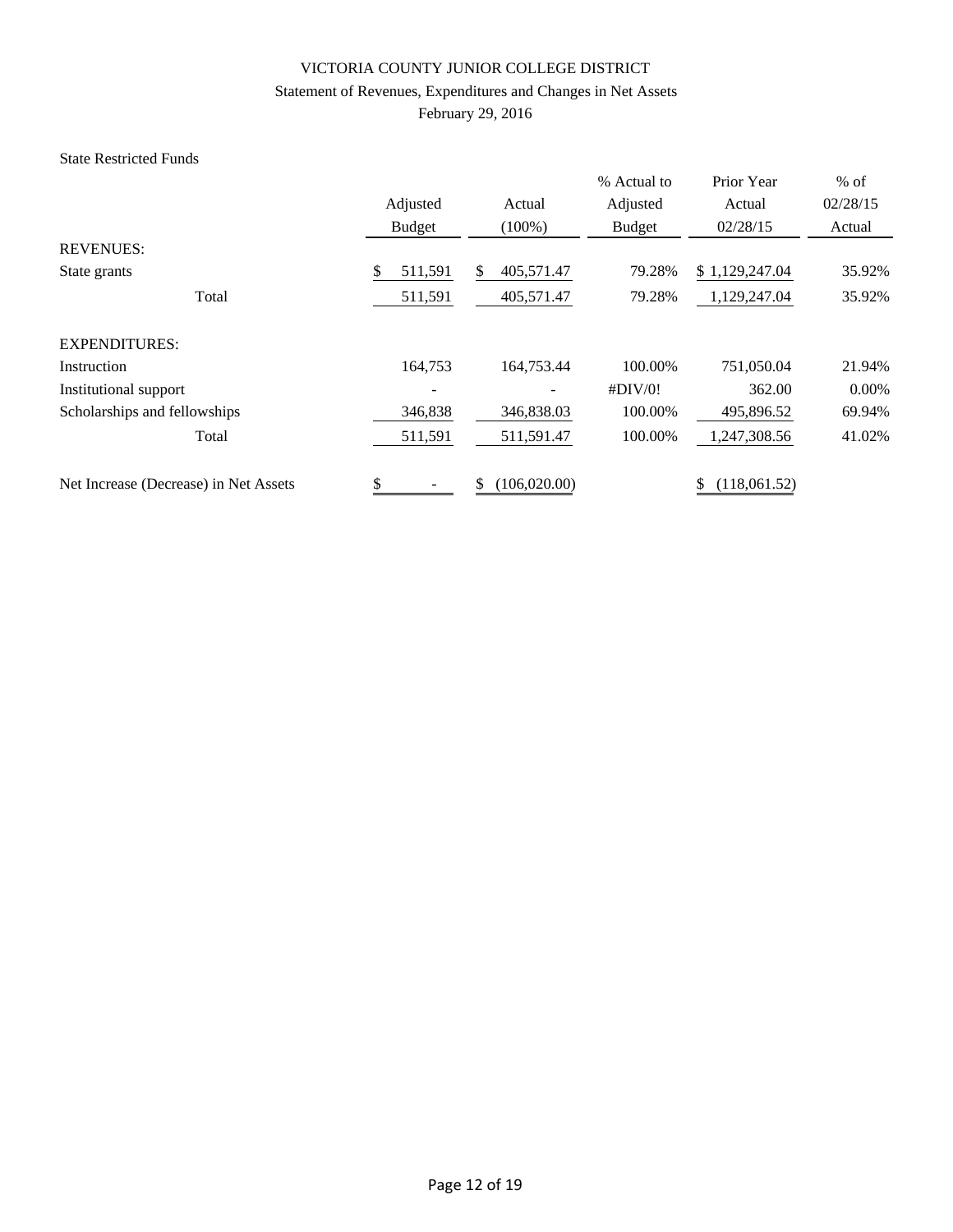# VICTORIA COUNTY JUNIOR COLLEGE DISTRICT

## Statement of Revenues, Expenditures and Changes in Net Assets

### February 29, 2016

State Restricted Funds

| | Adjusted Budget | Actual (100%) | % Actual to Adjusted Budget | Prior Year Actual 02/28/15 | % of 02/28/15 Actual |
|---|---|---|---|---|---|
| REVENUES: | | | | | |
| State grants | $ 511,591 | $ 405,571.47 | 79.28% | $ 1,129,247.04 | 35.92% |
| Total | 511,591 | 405,571.47 | 79.28% | 1,129,247.04 | 35.92% |
| EXPENDITURES: | | | | | |
| Instruction | 164,753 | 164,753.44 | 100.00% | 751,050.04 | 21.94% |
| Institutional support | - | - | #DIV/0! | 362.00 | 0.00% |
| Scholarships and fellowships | 346,838 | 346,838.03 | 100.00% | 495,896.52 | 69.94% |
| Total | 511,591 | 511,591.47 | 100.00% | 1,247,308.56 | 41.02% |
| Net Increase (Decrease) in Net Assets | $ - | $ (106,020.00) | | $ (118,061.52) | |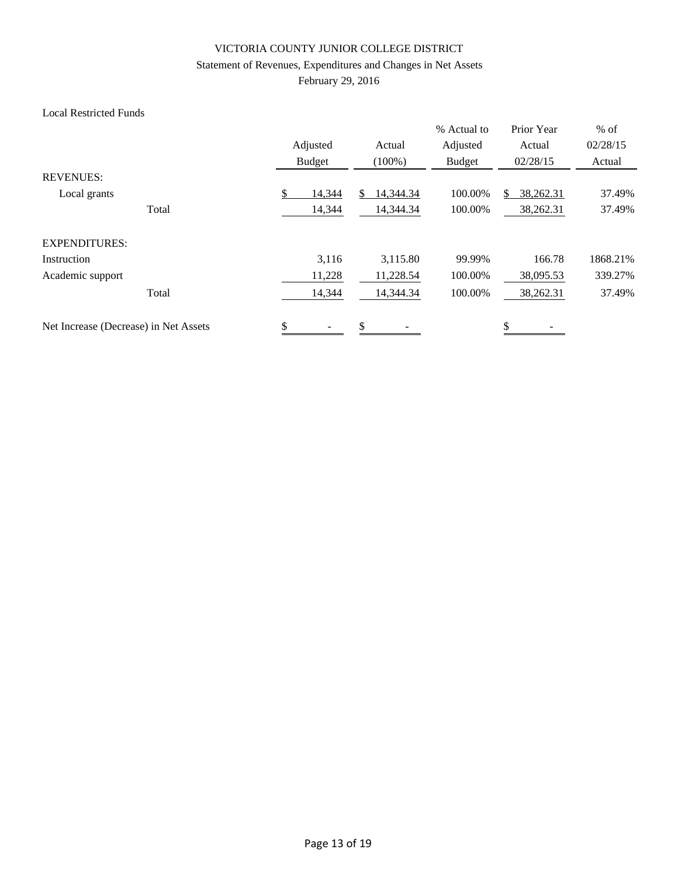VICTORIA COUNTY JUNIOR COLLEGE DISTRICT

Statement of Revenues, Expenditures and Changes in Net Assets

February 29, 2016

Local Restricted Funds

| | Adjusted Budget | Actual (100%) | % Actual to Adjusted Budget | Prior Year Actual 02/28/15 | % of 02/28/15 Actual |
|---|---|---|---|---|---|
| REVENUES: | | | | | |
| Local grants | $ 14,344 | $ 14,344.34 | 100.00% | $ 38,262.31 | 37.49% |
| Total | 14,344 | 14,344.34 | 100.00% | 38,262.31 | 37.49% |
| EXPENDITURES: | | | | | |
| Instruction | 3,116 | 3,115.80 | 99.99% | 166.78 | 1868.21% |
| Academic support | 11,228 | 11,228.54 | 100.00% | 38,095.53 | 339.27% |
| Total | 14,344 | 14,344.34 | 100.00% | 38,262.31 | 37.49% |
| Net Increase (Decrease) in Net Assets | $ - | $ - | | $ - | |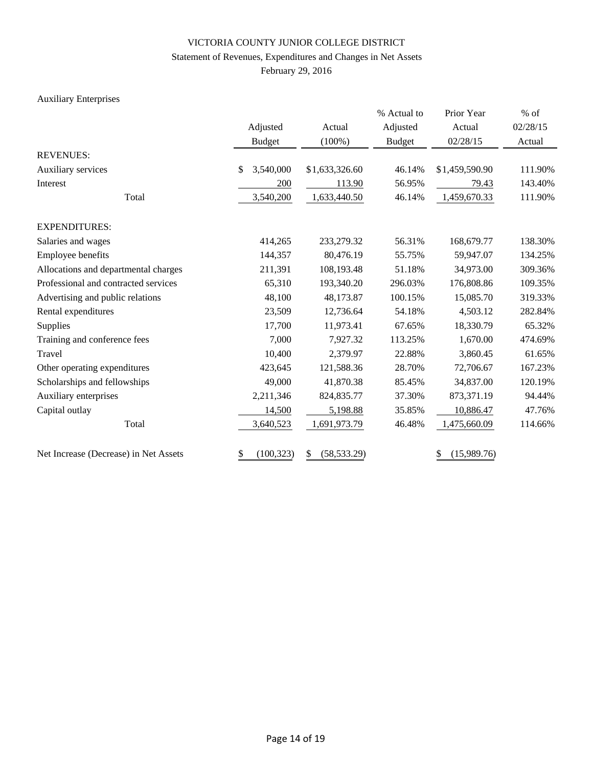# VICTORIA COUNTY JUNIOR COLLEGE DISTRICT

## Statement of Revenues, Expenditures and Changes in Net Assets

### February 29, 2016

Auxiliary Enterprises

| | Adjusted Budget | Actual (100%) | % Actual to Adjusted Budget | Prior Year Actual 02/28/15 | % of 02/28/15 Actual |
|---|---|---|---|---|---|
| REVENUES: | | | | | |
| Auxiliary services | $ 3,540,000 | $1,633,326.60 | 46.14% | $1,459,590.90 | 111.90% |
| Interest | 200 | 113.90 | 56.95% | 79.43 | 143.40% |
| Total | 3,540,200 | 1,633,440.50 | 46.14% | 1,459,670.33 | 111.90% |
| EXPENDITURES: | | | | | |
| Salaries and wages | 414,265 | 233,279.32 | 56.31% | 168,679.77 | 138.30% |
| Employee benefits | 144,357 | 80,476.19 | 55.75% | 59,947.07 | 134.25% |
| Allocations and departmental charges | 211,391 | 108,193.48 | 51.18% | 34,973.00 | 309.36% |
| Professional and contracted services | 65,310 | 193,340.20 | 296.03% | 176,808.86 | 109.35% |
| Advertising and public relations | 48,100 | 48,173.87 | 100.15% | 15,085.70 | 319.33% |
| Rental expenditures | 23,509 | 12,736.64 | 54.18% | 4,503.12 | 282.84% |
| Supplies | 17,700 | 11,973.41 | 67.65% | 18,330.79 | 65.32% |
| Training and conference fees | 7,000 | 7,927.32 | 113.25% | 1,670.00 | 474.69% |
| Travel | 10,400 | 2,379.97 | 22.88% | 3,860.45 | 61.65% |
| Other operating expenditures | 423,645 | 121,588.36 | 28.70% | 72,706.67 | 167.23% |
| Scholarships and fellowships | 49,000 | 41,870.38 | 85.45% | 34,837.00 | 120.19% |
| Auxiliary enterprises | 2,211,346 | 824,835.77 | 37.30% | 873,371.19 | 94.44% |
| Capital outlay | 14,500 | 5,198.88 | 35.85% | 10,886.47 | 47.76% |
| Total | 3,640,523 | 1,691,973.79 | 46.48% | 1,475,660.09 | 114.66% |
| Net Increase (Decrease) in Net Assets | $ (100,323) | $ (58,533.29) | | $ (15,989.76) | |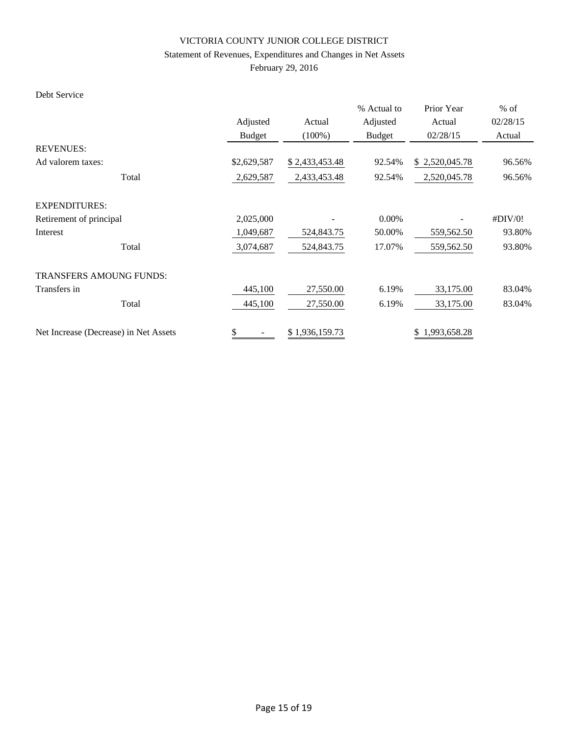VICTORIA COUNTY JUNIOR COLLEGE DISTRICT

Statement of Revenues, Expenditures and Changes in Net Assets

February 29, 2016

Debt Service

| | Adjusted Budget | Actual (100%) | % Actual to Adjusted Budget | Prior Year Actual 02/28/15 | % of 02/28/15 Actual |
|---|---|---|---|---|---|
| REVENUES: | | | | | |
| Ad valorem taxes: | $2,629,587 | $ 2,433,453.48 | 92.54% | $ 2,520,045.78 | 96.56% |
| Total | 2,629,587 | 2,433,453.48 | 92.54% | 2,520,045.78 | 96.56% |
| EXPENDITURES: | | | | | |
| Retirement of principal | 2,025,000 | - | 0.00% | - | #DIV/0! |
| Interest | 1,049,687 | 524,843.75 | 50.00% | 559,562.50 | 93.80% |
| Total | 3,074,687 | 524,843.75 | 17.07% | 559,562.50 | 93.80% |
| TRANSFERS AMOUNG FUNDS: | | | | | |
| Transfers in | 445,100 | 27,550.00 | 6.19% | 33,175.00 | 83.04% |
| Total | 445,100 | 27,550.00 | 6.19% | 33,175.00 | 83.04% |
| Net Increase (Decrease) in Net Assets | $ - | $ 1,936,159.73 | | $ 1,993,658.28 | |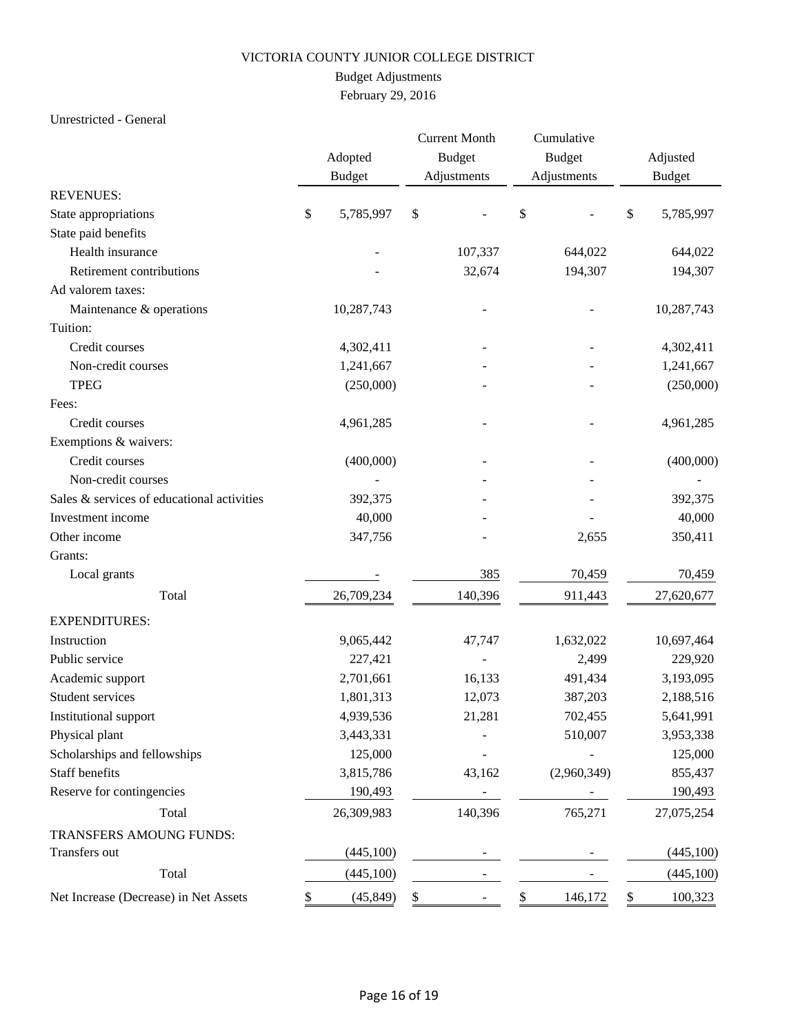# VICTORIA COUNTY JUNIOR COLLEGE DISTRICT

## Budget Adjustments

February 29, 2016

Unrestricted - General

| | Adopted Budget | Current Month Budget Adjustments | Cumulative Budget Adjustments | Adjusted Budget |
|---|---|---|---|---|
| REVENUES: | | | | |
| State appropriations | $ 5,785,997 | $ - | $ - | $ 5,785,997 |
| State paid benefits | | | | |
| Health insurance | - | 107,337 | 644,022 | 644,022 |
| Retirement contributions | - | 32,674 | 194,307 | 194,307 |
| Ad valorem taxes: | | | | |
| Maintenance & operations | 10,287,743 | - | - | 10,287,743 |
| Tuition: | | | | |
| Credit courses | 4,302,411 | - | - | 4,302,411 |
| Non-credit courses | 1,241,667 | - | - | 1,241,667 |
| TPEG | (250,000) | - | - | (250,000) |
| Fees: | | | | |
| Credit courses | 4,961,285 | - | - | 4,961,285 |
| Exemptions & waivers: | | | | |
| Credit courses | (400,000) | - | - | (400,000) |
| Non-credit courses | - | - | - | - |
| Sales & services of educational activities | 392,375 | - | - | 392,375 |
| Investment income | 40,000 | - | - | 40,000 |
| Other income | 347,756 | - | 2,655 | 350,411 |
| Grants: | | | | |
| Local grants | - | 385 | 70,459 | 70,459 |
| Total | 26,709,234 | 140,396 | 911,443 | 27,620,677 |
| EXPENDITURES: | | | | |
| Instruction | 9,065,442 | 47,747 | 1,632,022 | 10,697,464 |
| Public service | 227,421 | - | 2,499 | 229,920 |
| Academic support | 2,701,661 | 16,133 | 491,434 | 3,193,095 |
| Student services | 1,801,313 | 12,073 | 387,203 | 2,188,516 |
| Institutional support | 4,939,536 | 21,281 | 702,455 | 5,641,991 |
| Physical plant | 3,443,331 | - | 510,007 | 3,953,338 |
| Scholarships and fellowships | 125,000 | - | - | 125,000 |
| Staff benefits | 3,815,786 | 43,162 | (2,960,349) | 855,437 |
| Reserve for contingencies | 190,493 | - | - | 190,493 |
| Total | 26,309,983 | 140,396 | 765,271 | 27,075,254 |
| TRANSFERS AMOUNG FUNDS: | | | | |
| Transfers out | (445,100) | - | - | (445,100) |
| Total | (445,100) | - | - | (445,100) |
| Net Increase (Decrease) in Net Assets | $ (45,849) | $ - | $ 146,172 | $ 100,323 |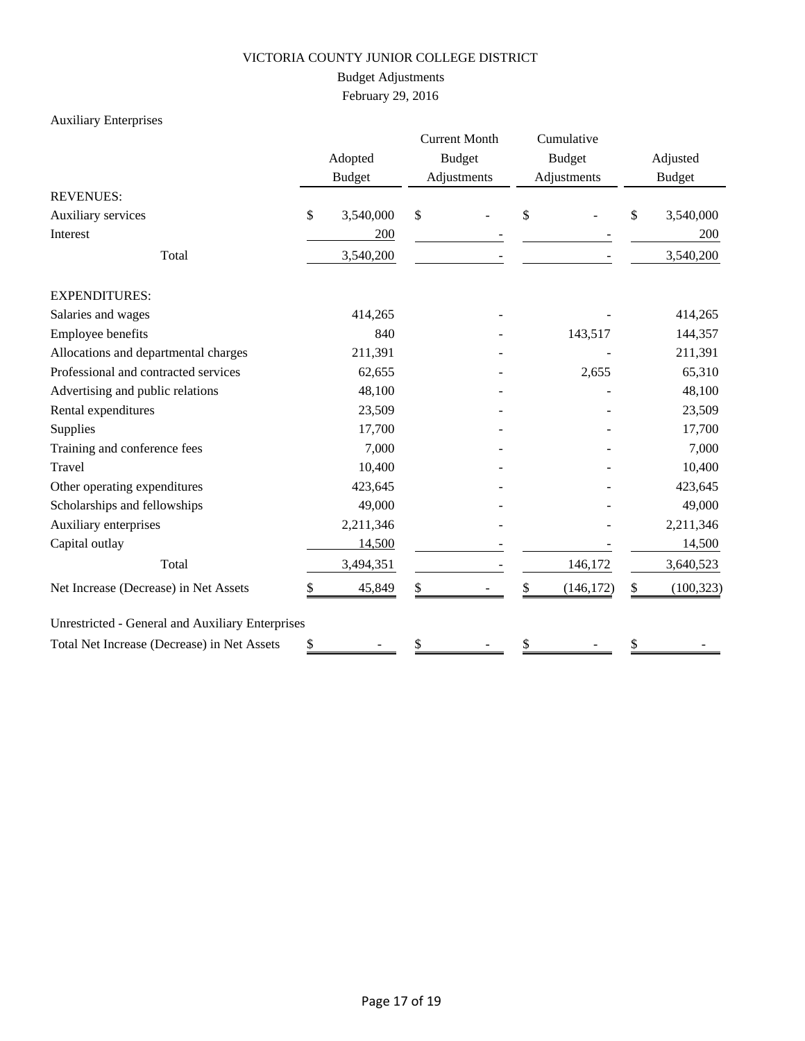VICTORIA COUNTY JUNIOR COLLEGE DISTRICT

Budget Adjustments

February 29, 2016

Auxiliary Enterprises

| | Adopted Budget | Current Month Budget Adjustments | Cumulative Budget Adjustments | Adjusted Budget |
|---|---|---|---|---|
| REVENUES: | | | | |
| Auxiliary services | $ 3,540,000 | $ - | $ - | $ 3,540,000 |
| Interest | 200 | - | - | 200 |
| Total | 3,540,200 | - | - | 3,540,200 |
| EXPENDITURES: | | | | |
| Salaries and wages | 414,265 | - | - | 414,265 |
| Employee benefits | 840 | - | 143,517 | 144,357 |
| Allocations and departmental charges | 211,391 | - | - | 211,391 |
| Professional and contracted services | 62,655 | - | 2,655 | 65,310 |
| Advertising and public relations | 48,100 | - | - | 48,100 |
| Rental expenditures | 23,509 | - | - | 23,509 |
| Supplies | 17,700 | - | - | 17,700 |
| Training and conference fees | 7,000 | - | - | 7,000 |
| Travel | 10,400 | - | - | 10,400 |
| Other operating expenditures | 423,645 | - | - | 423,645 |
| Scholarships and fellowships | 49,000 | - | - | 49,000 |
| Auxiliary enterprises | 2,211,346 | - | - | 2,211,346 |
| Capital outlay | 14,500 | - | - | 14,500 |
| Total | 3,494,351 | - | 146,172 | 3,640,523 |
| Net Increase (Decrease) in Net Assets | $ 45,849 | $ - | $ (146,172) | $ (100,323) |
| Unrestricted - General and Auxiliary Enterprises | | | | |
| Total Net Increase (Decrease) in Net Assets | $ - | $ - | $ - | $ - |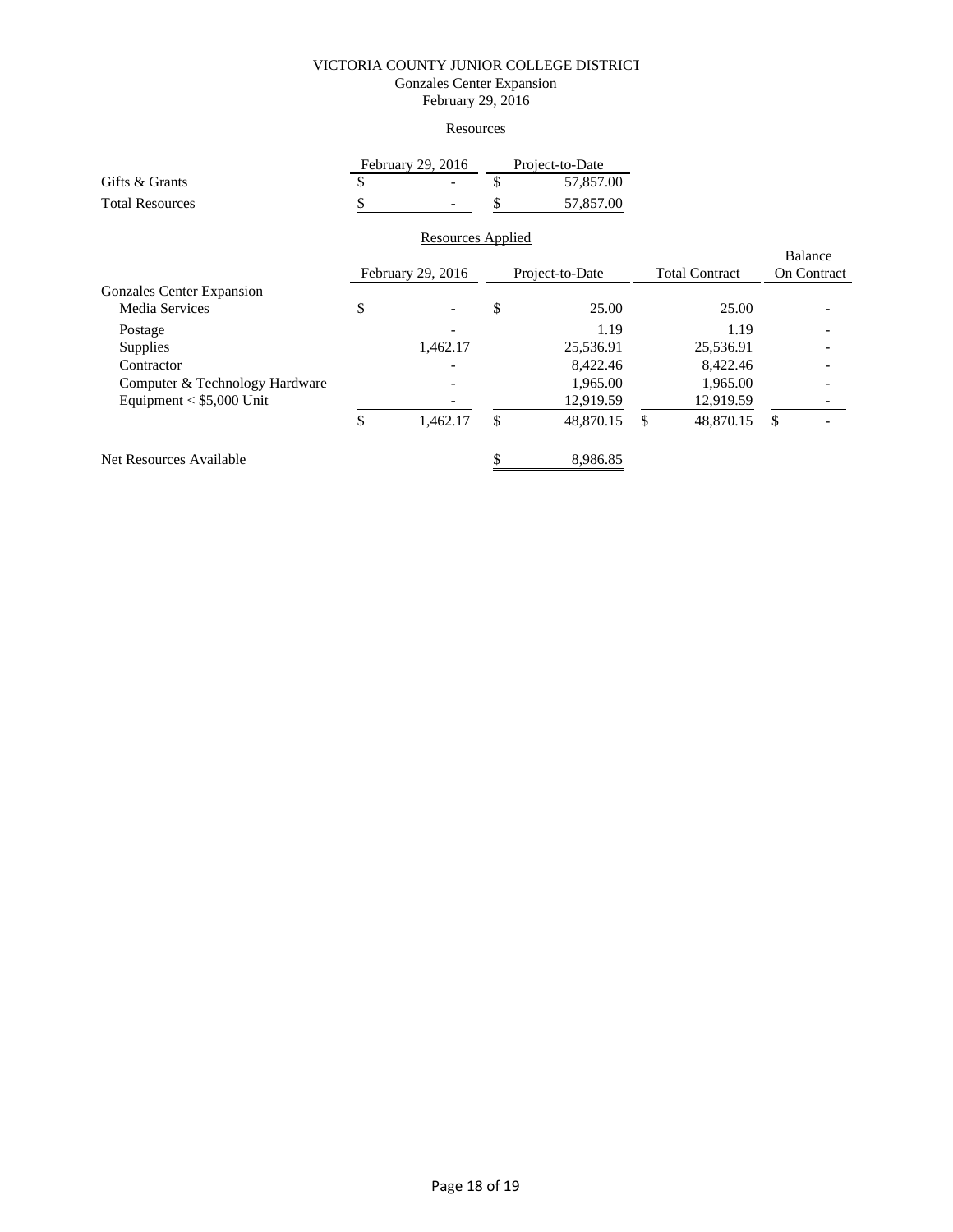VICTORIA COUNTY JUNIOR COLLEGE DISTRICT

Gonzales Center Expansion

February 29, 2016

Resources

| | February 29, 2016 | Project-to-Date |
|---|---|---|
| Gifts & Grants | $ - | $ 57,857.00 |
| Total Resources | $ - | $ 57,857.00 |

Resources Applied

| | February 29, 2016 | Project-to-Date | Total Contract | Balance On Contract |
|---|---|---|---|---|
| Gonzales Center Expansion | | | | |
| Media Services | $ - | $ 25.00 | 25.00 | - |
| Postage | - | 1.19 | 1.19 | - |
| Supplies | 1,462.17 | 25,536.91 | 25,536.91 | - |
| Contractor | - | 8,422.46 | 8,422.46 | - |
| Computer & Technology Hardware | - | 1,965.00 | 1,965.00 | - |
| Equipment < $5,000 Unit | - | 12,919.59 | 12,919.59 | - |
| | $ 1,462.17 | $ 48,870.15 | $ 48,870.15 | $ - |
| Net Resources Available | | $ 8,986.85 | | |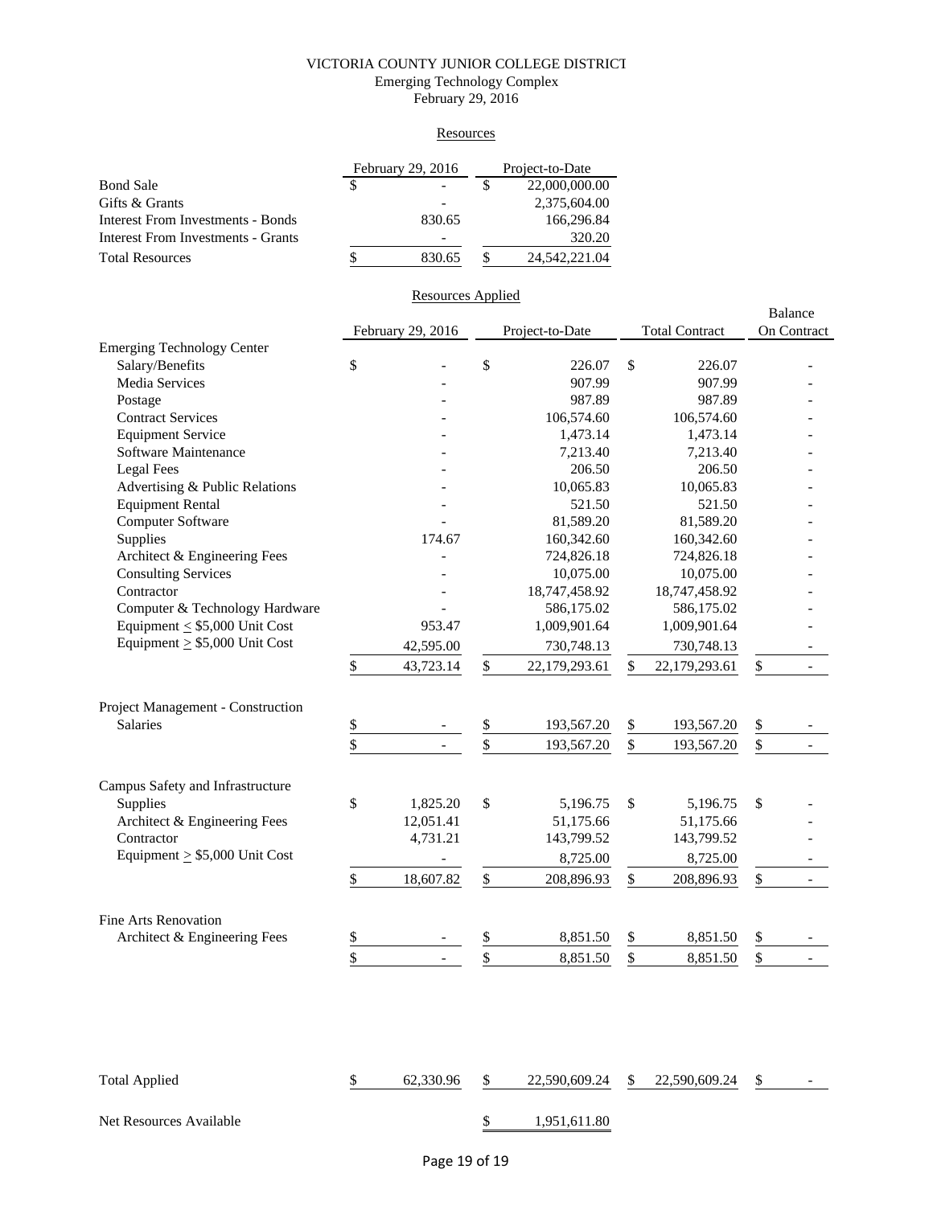# VICTORIA COUNTY JUNIOR COLLEGE DISTRICT

## Emerging Technology Complex

### February 29, 2016

#### Resources

| | February 29, 2016 | Project-to-Date |
|---|---|---|
| Bond Sale | $ - | $ 22,000,000.00 |
| Gifts & Grants | - | 2,375,604.00 |
| Interest From Investments - Bonds | 830.65 | 166,296.84 |
| Interest From Investments - Grants | - | 320.20 |
| Total Resources | $ 830.65 | $ 24,542,221.04 |

#### Resources Applied

| | February 29, 2016 | Project-to-Date | Total Contract | Balance On Contract |
|---|---|---|---|---|
| **Emerging Technology Center** | | | | |
| Salary/Benefits | $ - | $ 226.07 | $ 226.07 | - |
| Media Services | - | 907.99 | 907.99 | - |
| Postage | - | 987.89 | 987.89 | - |
| Contract Services | - | 106,574.60 | 106,574.60 | - |
| Equipment Service | - | 1,473.14 | 1,473.14 | - |
| Software Maintenance | - | 7,213.40 | 7,213.40 | - |
| Legal Fees | - | 206.50 | 206.50 | - |
| Advertising & Public Relations | - | 10,065.83 | 10,065.83 | - |
| Equipment Rental | - | 521.50 | 521.50 | - |
| Computer Software | - | 81,589.20 | 81,589.20 | - |
| Supplies | 174.67 | 160,342.60 | 160,342.60 | - |
| Architect & Engineering Fees | - | 724,826.18 | 724,826.18 | - |
| Consulting Services | - | 10,075.00 | 10,075.00 | - |
| Contractor | - | 18,747,458.92 | 18,747,458.92 | - |
| Computer & Technology Hardware | - | 586,175.02 | 586,175.02 | - |
| Equipment ≤ $5,000 Unit Cost | 953.47 | 1,009,901.64 | 1,009,901.64 | - |
| Equipment ≥ $5,000 Unit Cost | 42,595.00 | 730,748.13 | 730,748.13 | - |
| | $ 43,723.14 | $ 22,179,293.61 | $ 22,179,293.61 | $ - |
| **Project Management - Construction** | | | | |
| Salaries | $ - | $ 193,567.20 | $ 193,567.20 | $ - |
| | $ - | $ 193,567.20 | $ 193,567.20 | $ - |
| **Campus Safety and Infrastructure** | | | | |
| Supplies | $ 1,825.20 | $ 5,196.75 | $ 5,196.75 | $ - |
| Architect & Engineering Fees | 12,051.41 | 51,175.66 | 51,175.66 | - |
| Contractor | 4,731.21 | 143,799.52 | 143,799.52 | - |
| Equipment ≥ $5,000 Unit Cost | - | 8,725.00 | 8,725.00 | - |
| | $ 18,607.82 | $ 208,896.93 | $ 208,896.93 | $ - |
| **Fine Arts Renovation** | | | | |
| Architect & Engineering Fees | $ - | $ 8,851.50 | $ 8,851.50 | $ - |
| | $ - | $ 8,851.50 | $ 8,851.50 | $ - |
| Total Applied | $ 62,330.96 | $ 22,590,609.24 | $ 22,590,609.24 | $ - |
| Net Resources Available | | $ 1,951,611.80 | | |